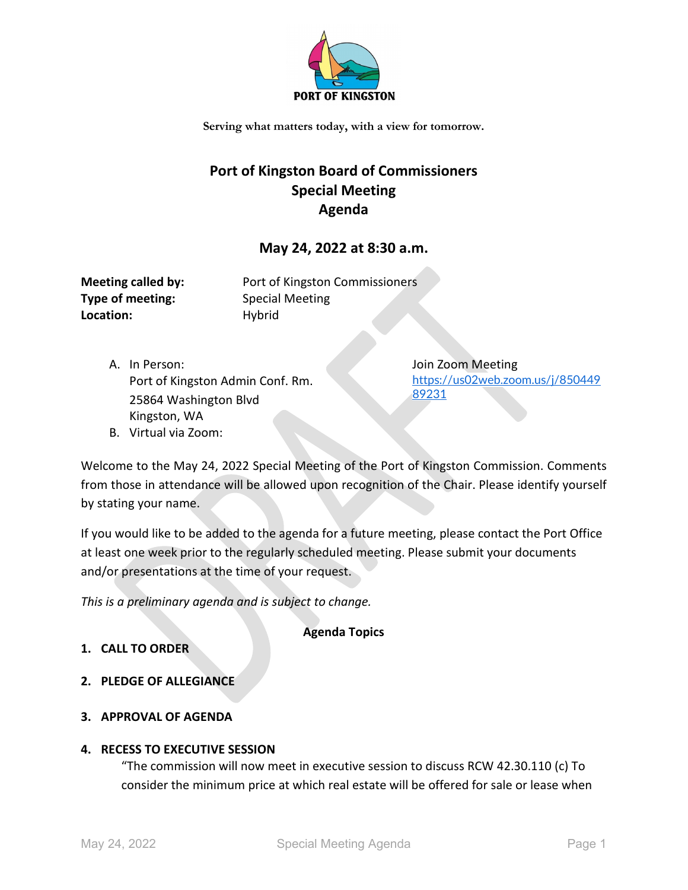PORT OF KINGSTON

Serving what matters today, with a view for tomorrow.

# Port of Kingston Board of Commissioners Special Meeting Agenda

## May 24, 2022 at 8:30 a.m.

**Meeting called by:** Port of Kingston Commissioners
**Type of meeting:** Special Meeting
**Location:** Hybrid

A. In Person:
Port of Kingston Admin Conf. Rm.
25864 Washington Blvd
Kingston, WA

B. Virtual via Zoom:
Join Zoom Meeting
https://us02web.zoom.us/j/85044989231

Welcome to the May 24, 2022 Special Meeting of the Port of Kingston Commission. Comments from those in attendance will be allowed upon recognition of the Chair. Please identify yourself by stating your name.

If you would like to be added to the agenda for a future meeting, please contact the Port Office at least one week prior to the regularly scheduled meeting. Please submit your documents and/or presentations at the time of your request.

*This is a preliminary agenda and is subject to change.*

**Agenda Topics**

1. **CALL TO ORDER**
2. **PLEDGE OF ALLEGIANCE**
3. **APPROVAL OF AGENDA**
4. **RECESS TO EXECUTIVE SESSION**
   "The commission will now meet in executive session to discuss RCW 42.30.110 (c) To consider the minimum price at which real estate will be offered for sale or lease when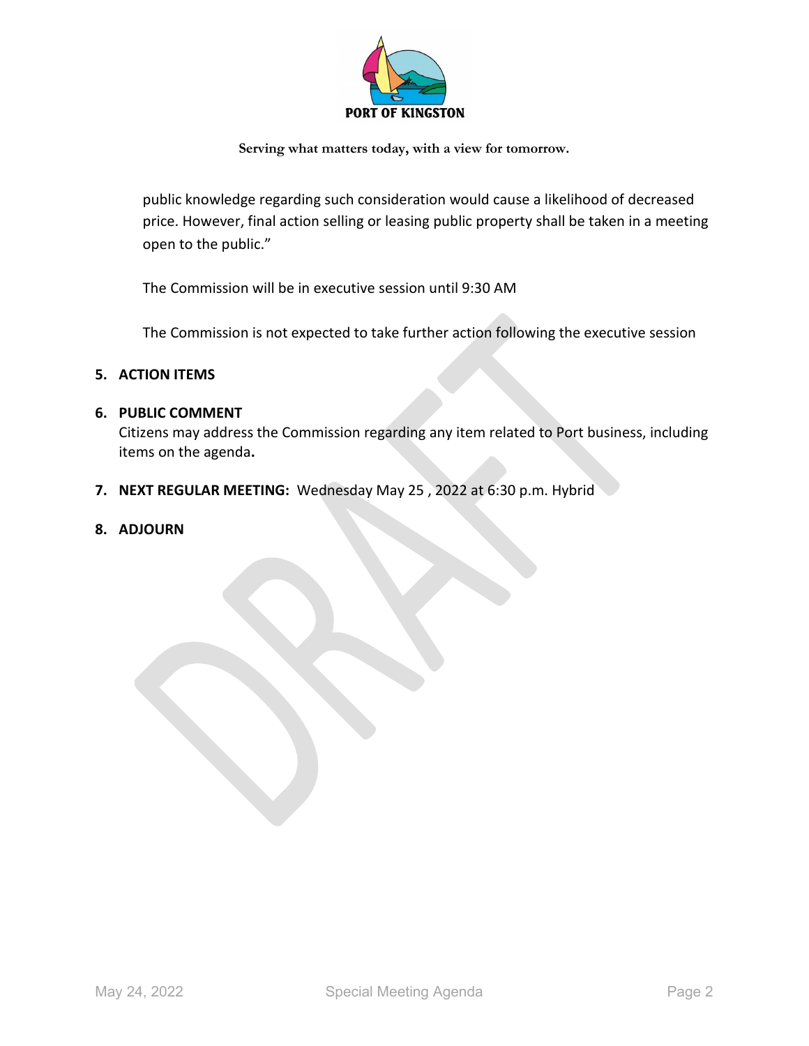public knowledge regarding such consideration would cause a likelihood of decreased price. However, final action selling or leasing public property shall be taken in a meeting open to the public."

The Commission will be in executive session until 9:30 AM

The Commission is not expected to take further action following the executive session

5. **ACTION ITEMS**

6. **PUBLIC COMMENT**
   Citizens may address the Commission regarding any item related to Port business, including items on the agenda**.**

7. **NEXT REGULAR MEETING:** Wednesday May 25 , 2022 at 6:30 p.m. Hybrid

8. **ADJOURN**